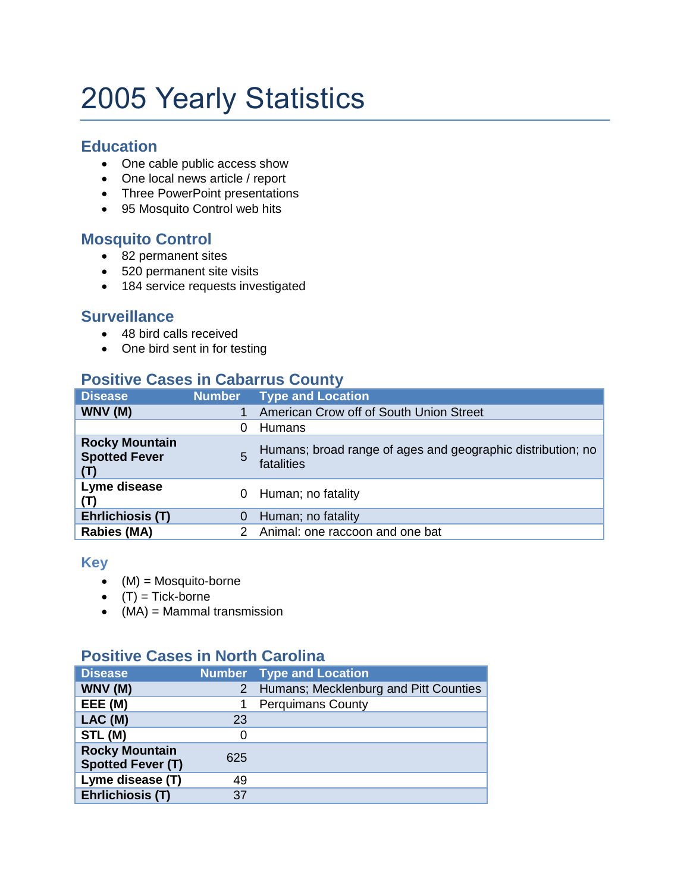# 2005 Yearly Statistics

## Education

- One cable public access show
- One local news article / report
- Three PowerPoint presentations
- 95 Mosquito Control web hits

## Mosquito Control

- 82 permanent sites
- 520 permanent site visits
- 184 service requests investigated

## Surveillance

- 48 bird calls received
- One bird sent in for testing

## Positive Cases in Cabarrus County

| Disease | Number | Type and Location |
|---|---|---|
| **WNV (M)** | 1 | American Crow off of South Union Street |
| | 0 | Humans |
| **Rocky Mountain Spotted Fever (T)** | 5 | Humans; broad range of ages and geographic distribution; no fatalities |
| **Lyme disease (T)** | 0 | Human; no fatality |
| **Ehrlichiosis (T)** | 0 | Human; no fatality |
| **Rabies (MA)** | 2 | Animal: one raccoon and one bat |

## Key

- (M) = Mosquito-borne
- (T) = Tick-borne
- (MA) = Mammal transmission

## Positive Cases in North Carolina

| Disease | Number | Type and Location |
|---|---|---|
| **WNV (M)** | 2 | Humans; Mecklenburg and Pitt Counties |
| **EEE (M)** | 1 | Perquimans County |
| **LAC (M)** | 23 | |
| **STL (M)** | 0 | |
| **Rocky Mountain Spotted Fever (T)** | 625 | |
| **Lyme disease (T)** | 49 | |
| **Ehrlichiosis (T)** | 37 | |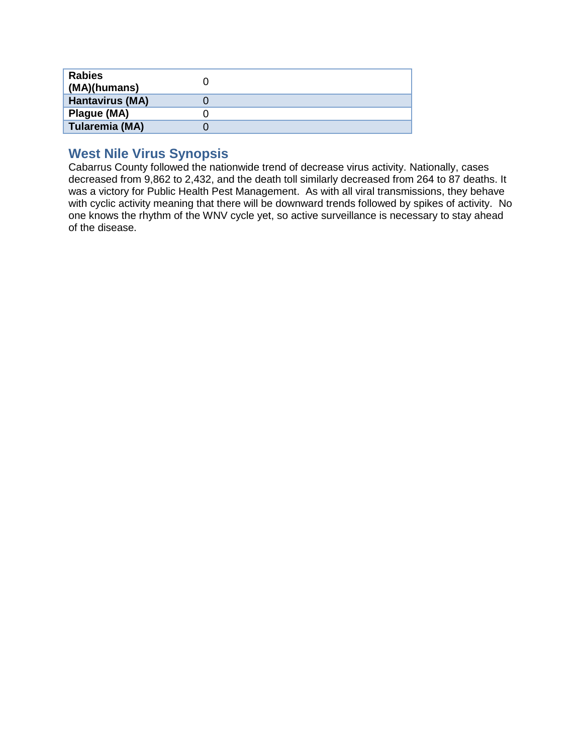| | |
|---|---|
| **Rabies (MA)(humans)** | 0 |
| **Hantavirus (MA)** | 0 |
| **Plague (MA)** | 0 |
| **Tularemia (MA)** | 0 |

## West Nile Virus Synopsis

Cabarrus County followed the nationwide trend of decrease virus activity. Nationally, cases decreased from 9,862 to 2,432, and the death toll similarly decreased from 264 to 87 deaths. It was a victory for Public Health Pest Management. As with all viral transmissions, they behave with cyclic activity meaning that there will be downward trends followed by spikes of activity. No one knows the rhythm of the WNV cycle yet, so active surveillance is necessary to stay ahead of the disease.